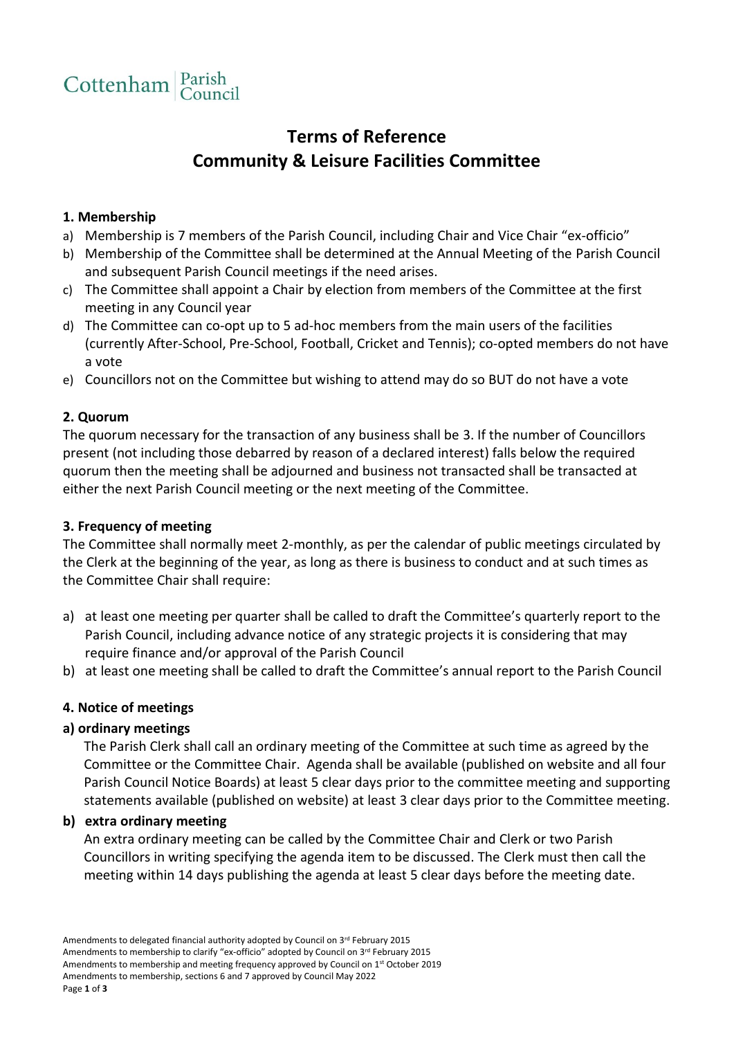Cottenham Parish Council

# Terms of Reference
# Community & Leisure Facilities Committee

### 1. Membership

a) Membership is 7 members of the Parish Council, including Chair and Vice Chair "ex-officio"
b) Membership of the Committee shall be determined at the Annual Meeting of the Parish Council and subsequent Parish Council meetings if the need arises.
c) The Committee shall appoint a Chair by election from members of the Committee at the first meeting in any Council year
d) The Committee can co-opt up to 5 ad-hoc members from the main users of the facilities (currently After-School, Pre-School, Football, Cricket and Tennis); co-opted members do not have a vote
e) Councillors not on the Committee but wishing to attend may do so BUT do not have a vote

### 2. Quorum

The quorum necessary for the transaction of any business shall be 3. If the number of Councillors present (not including those debarred by reason of a declared interest) falls below the required quorum then the meeting shall be adjourned and business not transacted shall be transacted at either the next Parish Council meeting or the next meeting of the Committee.

### 3. Frequency of meeting

The Committee shall normally meet 2-monthly, as per the calendar of public meetings circulated by the Clerk at the beginning of the year, as long as there is business to conduct and at such times as the Committee Chair shall require:

a) at least one meeting per quarter shall be called to draft the Committee's quarterly report to the Parish Council, including advance notice of any strategic projects it is considering that may require finance and/or approval of the Parish Council
b) at least one meeting shall be called to draft the Committee's annual report to the Parish Council

### 4. Notice of meetings

#### a) ordinary meetings

The Parish Clerk shall call an ordinary meeting of the Committee at such time as agreed by the Committee or the Committee Chair. Agenda shall be available (published on website and all four Parish Council Notice Boards) at least 5 clear days prior to the committee meeting and supporting statements available (published on website) at least 3 clear days prior to the Committee meeting.

#### b) extra ordinary meeting

An extra ordinary meeting can be called by the Committee Chair and Clerk or two Parish Councillors in writing specifying the agenda item to be discussed. The Clerk must then call the meeting within 14 days publishing the agenda at least 5 clear days before the meeting date.

Amendments to delegated financial authority adopted by Council on 3rd February 2015
Amendments to membership to clarify "ex-officio" adopted by Council on 3rd February 2015
Amendments to membership and meeting frequency approved by Council on 1st October 2019
Amendments to membership, sections 6 and 7 approved by Council May 2022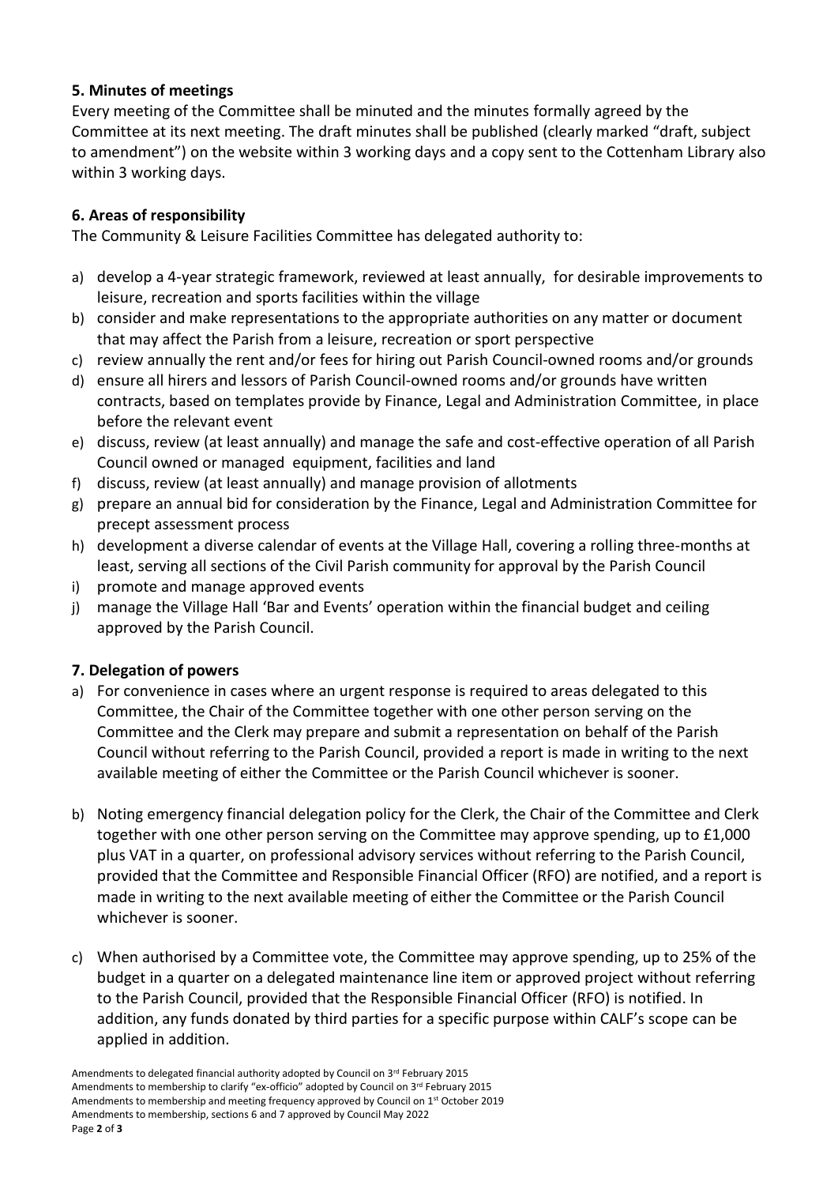### 5. Minutes of meetings

Every meeting of the Committee shall be minuted and the minutes formally agreed by the Committee at its next meeting. The draft minutes shall be published (clearly marked "draft, subject to amendment") on the website within 3 working days and a copy sent to the Cottenham Library also within 3 working days.

### 6. Areas of responsibility

The Community & Leisure Facilities Committee has delegated authority to:

a) develop a 4-year strategic framework, reviewed at least annually, for desirable improvements to leisure, recreation and sports facilities within the village
b) consider and make representations to the appropriate authorities on any matter or document that may affect the Parish from a leisure, recreation or sport perspective
c) review annually the rent and/or fees for hiring out Parish Council-owned rooms and/or grounds
d) ensure all hirers and lessors of Parish Council-owned rooms and/or grounds have written contracts, based on templates provide by Finance, Legal and Administration Committee, in place before the relevant event
e) discuss, review (at least annually) and manage the safe and cost-effective operation of all Parish Council owned or managed equipment, facilities and land
f) discuss, review (at least annually) and manage provision of allotments
g) prepare an annual bid for consideration by the Finance, Legal and Administration Committee for precept assessment process
h) development a diverse calendar of events at the Village Hall, covering a rolling three-months at least, serving all sections of the Civil Parish community for approval by the Parish Council
i) promote and manage approved events
j) manage the Village Hall 'Bar and Events' operation within the financial budget and ceiling approved by the Parish Council.

### 7. Delegation of powers

a) For convenience in cases where an urgent response is required to areas delegated to this Committee, the Chair of the Committee together with one other person serving on the Committee and the Clerk may prepare and submit a representation on behalf of the Parish Council without referring to the Parish Council, provided a report is made in writing to the next available meeting of either the Committee or the Parish Council whichever is sooner.

b) Noting emergency financial delegation policy for the Clerk, the Chair of the Committee and Clerk together with one other person serving on the Committee may approve spending, up to £1,000 plus VAT in a quarter, on professional advisory services without referring to the Parish Council, provided that the Committee and Responsible Financial Officer (RFO) are notified, and a report is made in writing to the next available meeting of either the Committee or the Parish Council whichever is sooner.

c) When authorised by a Committee vote, the Committee may approve spending, up to 25% of the budget in a quarter on a delegated maintenance line item or approved project without referring to the Parish Council, provided that the Responsible Financial Officer (RFO) is notified. In addition, any funds donated by third parties for a specific purpose within CALF's scope can be applied in addition.

Amendments to delegated financial authority adopted by Council on 3rd February 2015
Amendments to membership to clarify "ex-officio" adopted by Council on 3rd February 2015
Amendments to membership and meeting frequency approved by Council on 1st October 2019
Amendments to membership, sections 6 and 7 approved by Council May 2022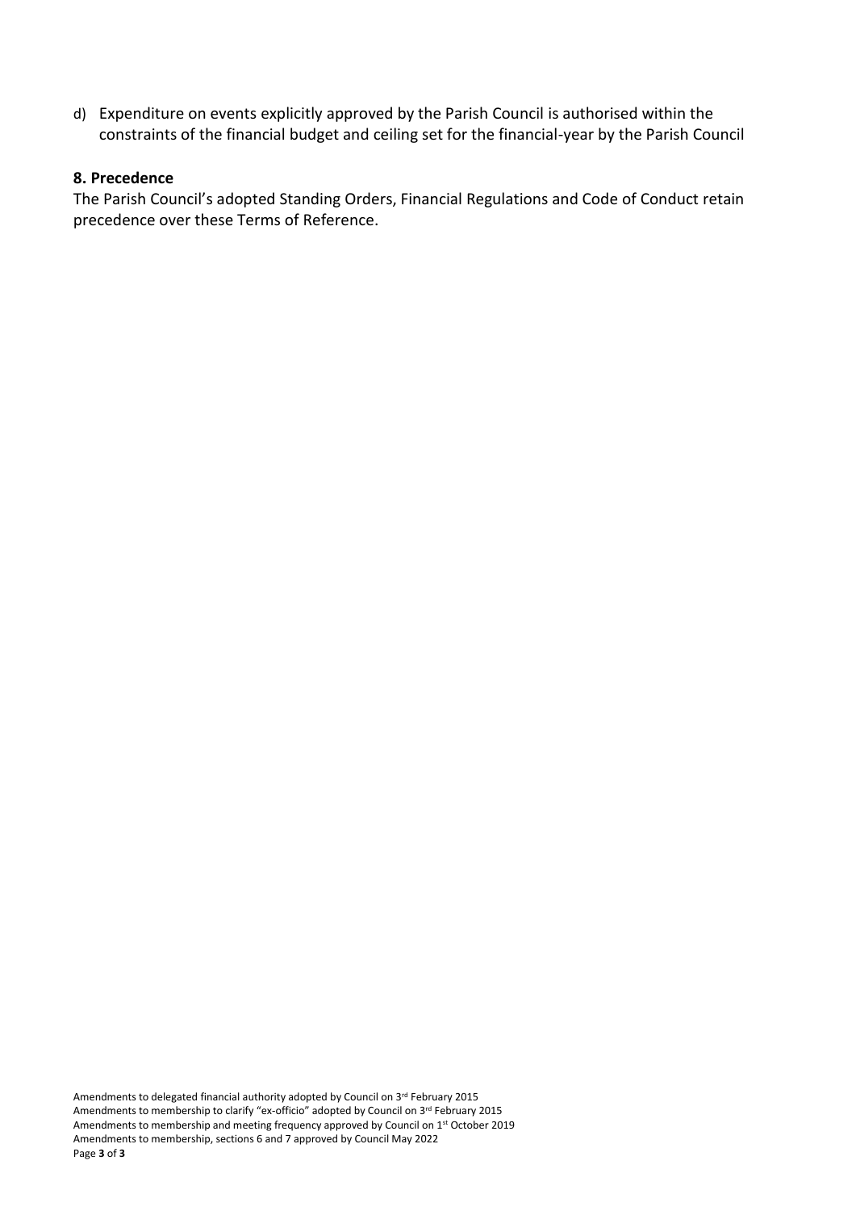d) Expenditure on events explicitly approved by the Parish Council is authorised within the constraints of the financial budget and ceiling set for the financial-year by the Parish Council

**8. Precedence**

The Parish Council's adopted Standing Orders, Financial Regulations and Code of Conduct retain precedence over these Terms of Reference.